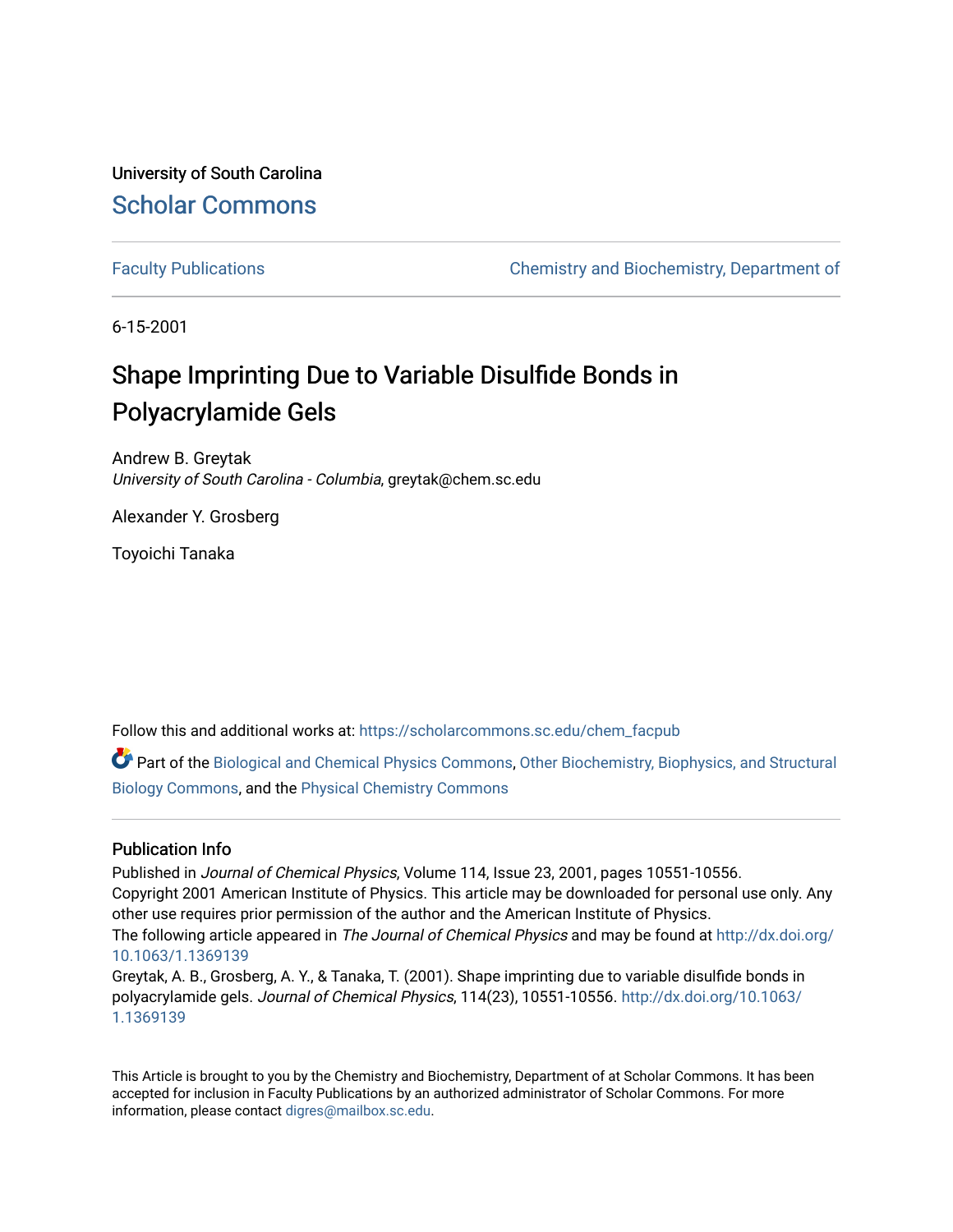University of South Carolina

Scholar Commons

Faculty Publications

Chemistry and Biochemistry, Department of

6-15-2001

# Shape Imprinting Due to Variable Disulfide Bonds in Polyacrylamide Gels

Andrew B. Greytak
*University of South Carolina - Columbia*, greytak@chem.sc.edu

Alexander Y. Grosberg

Toyoichi Tanaka

Follow this and additional works at: https://scholarcommons.sc.edu/chem_facpub

Part of the Biological and Chemical Physics Commons, Other Biochemistry, Biophysics, and Structural Biology Commons, and the Physical Chemistry Commons

## Publication Info

Published in *Journal of Chemical Physics*, Volume 114, Issue 23, 2001, pages 10551-10556.
Copyright 2001 American Institute of Physics. This article may be downloaded for personal use only. Any other use requires prior permission of the author and the American Institute of Physics.
The following article appeared in *The Journal of Chemical Physics* and may be found at http://dx.doi.org/10.1063/1.1369139
Greytak, A. B., Grosberg, A. Y., & Tanaka, T. (2001). Shape imprinting due to variable disulfide bonds in polyacrylamide gels. *Journal of Chemical Physics*, 114(23), 10551-10556. http://dx.doi.org/10.1063/1.1369139

This Article is brought to you by the Chemistry and Biochemistry, Department of at Scholar Commons. It has been accepted for inclusion in Faculty Publications by an authorized administrator of Scholar Commons. For more information, please contact digres@mailbox.sc.edu.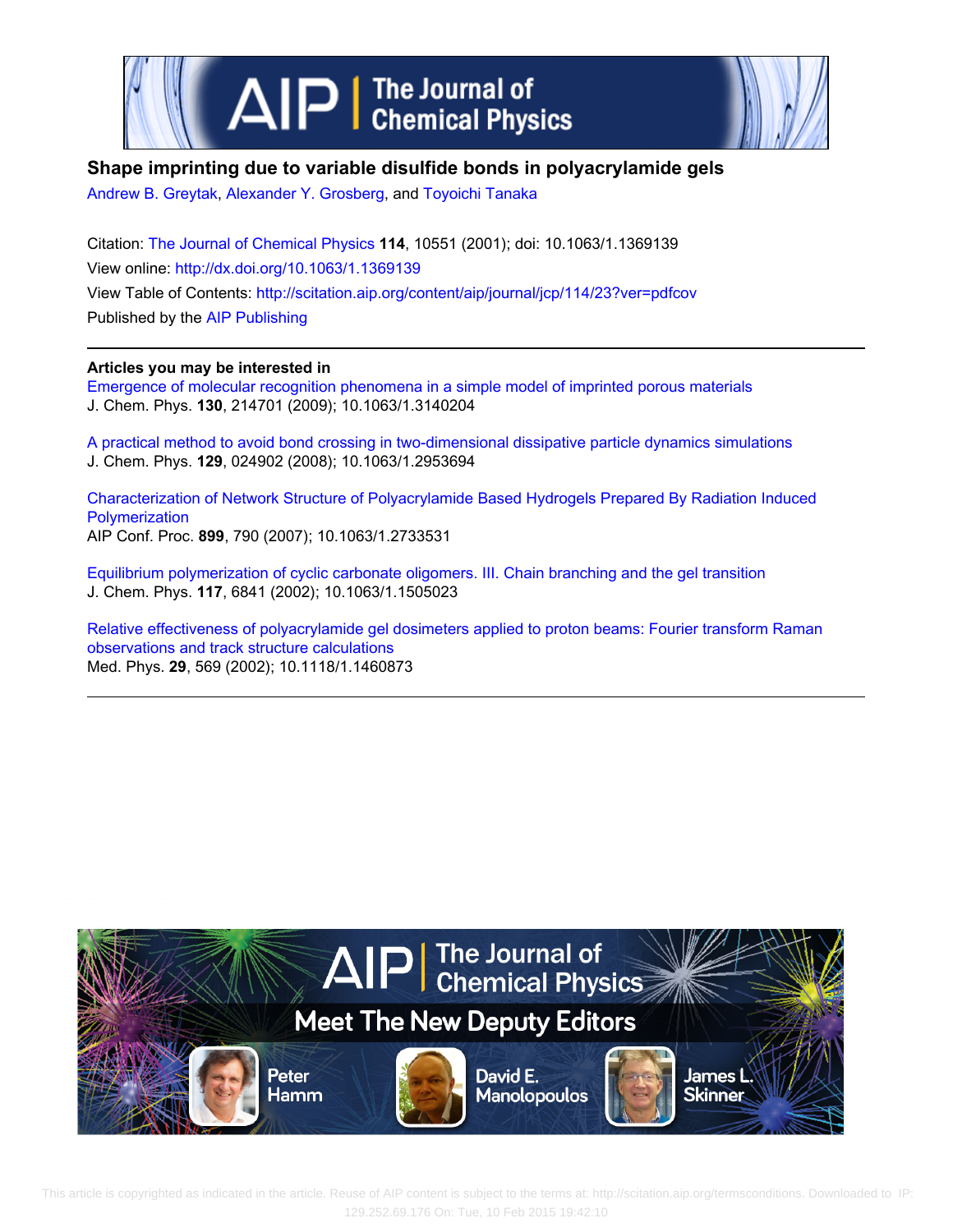# Shape imprinting due to variable disulfide bonds in polyacrylamide gels

Andrew B. Greytak, Alexander Y. Grosberg, and Toyoichi Tanaka

Citation: The Journal of Chemical Physics **114**, 10551 (2001); doi: 10.1063/1.1369139

View online: http://dx.doi.org/10.1063/1.1369139

View Table of Contents: http://scitation.aip.org/content/aip/journal/jcp/114/23?ver=pdfcov

Published by the AIP Publishing

---

**Articles you may be interested in**

Emergence of molecular recognition phenomena in a simple model of imprinted porous materials
J. Chem. Phys. **130**, 214701 (2009); 10.1063/1.3140204

A practical method to avoid bond crossing in two-dimensional dissipative particle dynamics simulations
J. Chem. Phys. **129**, 024902 (2008); 10.1063/1.2953694

Characterization of Network Structure of Polyacrylamide Based Hydrogels Prepared By Radiation Induced Polymerization
AIP Conf. Proc. **899**, 790 (2007); 10.1063/1.2733531

Equilibrium polymerization of cyclic carbonate oligomers. III. Chain branching and the gel transition
J. Chem. Phys. **117**, 6841 (2002); 10.1063/1.1505023

Relative effectiveness of polyacrylamide gel dosimeters applied to proton beams: Fourier transform Raman observations and track structure calculations
Med. Phys. **29**, 569 (2002); 10.1118/1.1460873

---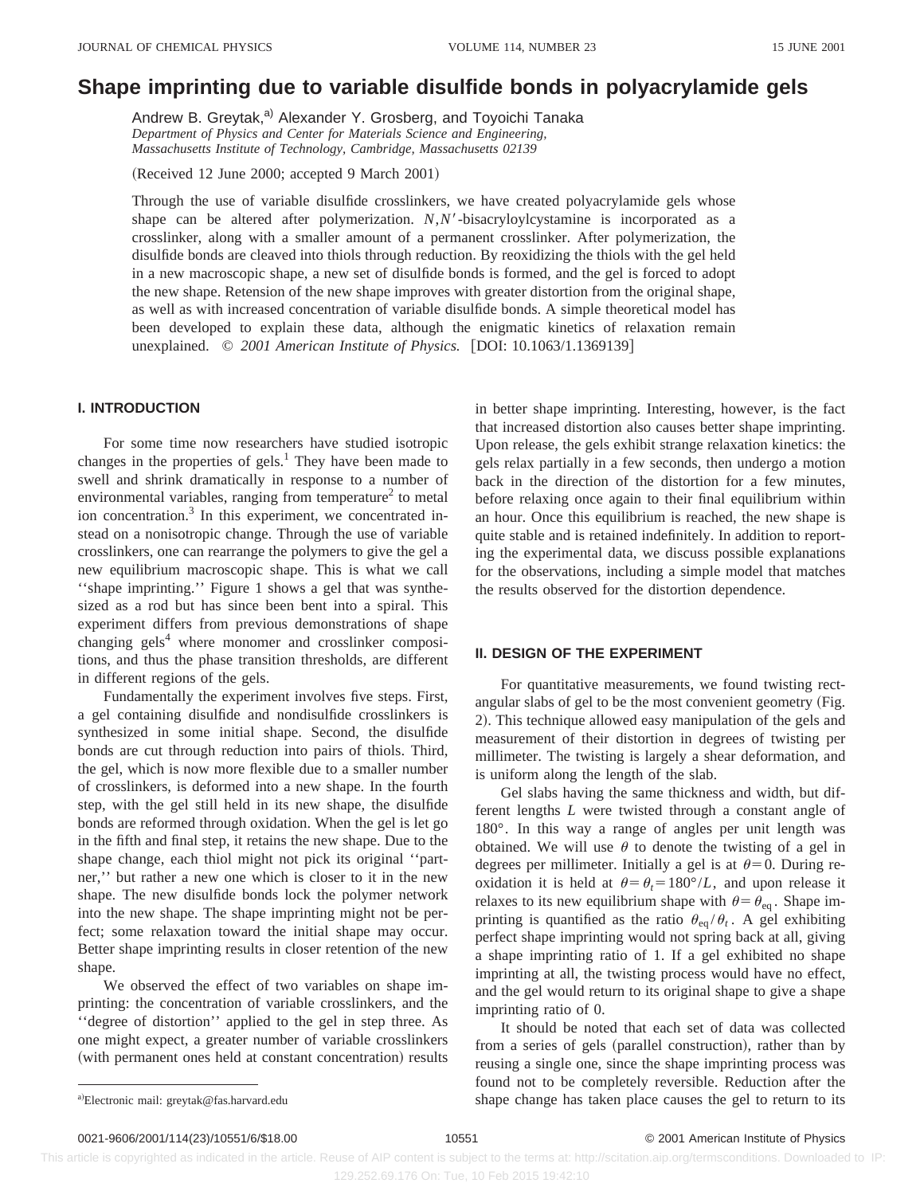# Shape imprinting due to variable disulfide bonds in polyacrylamide gels

Andrew B. Greytak,[a] Alexander Y. Grosberg, and Toyoichi Tanaka

*Department of Physics and Center for Materials Science and Engineering, Massachusetts Institute of Technology, Cambridge, Massachusetts 02139*

(Received 12 June 2000; accepted 9 March 2001)

Through the use of variable disulfide crosslinkers, we have created polyacrylamide gels whose shape can be altered after polymerization. $N,N'$-bisacryloylcystamine is incorporated as a crosslinker, along with a smaller amount of a permanent crosslinker. After polymerization, the disulfide bonds are cleaved into thiols through reduction. By reoxidizing the thiols with the gel held in a new macroscopic shape, a new set of disulfide bonds is formed, and the gel is forced to adopt the new shape. Retension of the new shape improves with greater distortion from the original shape, as well as with increased concentration of variable disulfide bonds. A simple theoretical model has been developed to explain these data, although the enigmatic kinetics of relaxation remain unexplained. © *2001 American Institute of Physics.* [DOI: 10.1063/1.1369139]

## I. INTRODUCTION

For some time now researchers have studied isotropic changes in the properties of gels.[1] They have been made to swell and shrink dramatically in response to a number of environmental variables, ranging from temperature[2] to metal ion concentration.[3] In this experiment, we concentrated instead on a nonisotropic change. Through the use of variable crosslinkers, one can rearrange the polymers to give the gel a new equilibrium macroscopic shape. This is what we call ''shape imprinting.'' Figure 1 shows a gel that was synthesized as a rod but has since been bent into a spiral. This experiment differs from previous demonstrations of shape changing gels[4] where monomer and crosslinker compositions, and thus the phase transition thresholds, are different in different regions of the gels.

Fundamentally the experiment involves five steps. First, a gel containing disulfide and nondisulfide crosslinkers is synthesized in some initial shape. Second, the disulfide bonds are cut through reduction into pairs of thiols. Third, the gel, which is now more flexible due to a smaller number of crosslinkers, is deformed into a new shape. In the fourth step, with the gel still held in its new shape, the disulfide bonds are reformed through oxidation. When the gel is let go in the fifth and final step, it retains the new shape. Due to the shape change, each thiol might not pick its original ''partner,'' but rather a new one which is closer to it in the new shape. The new disulfide bonds lock the polymer network into the new shape. The shape imprinting might not be perfect; some relaxation toward the initial shape may occur. Better shape imprinting results in closer retention of the new shape.

We observed the effect of two variables on shape imprinting: the concentration of variable crosslinkers, and the ''degree of distortion'' applied to the gel in step three. As one might expect, a greater number of variable crosslinkers (with permanent ones held at constant concentration) results in better shape imprinting. Interesting, however, is the fact that increased distortion also causes better shape imprinting. Upon release, the gels exhibit strange relaxation kinetics: the gels relax partially in a few seconds, then undergo a motion back in the direction of the distortion for a few minutes, before relaxing once again to their final equilibrium within an hour. Once this equilibrium is reached, the new shape is quite stable and is retained indefinitely. In addition to reporting the experimental data, we discuss possible explanations for the observations, including a simple model that matches the results observed for the distortion dependence.

## II. DESIGN OF THE EXPERIMENT

For quantitative measurements, we found twisting rectangular slabs of gel to be the most convenient geometry (Fig. 2). This technique allowed easy manipulation of the gels and measurement of their distortion in degrees of twisting per millimeter. The twisting is largely a shear deformation, and is uniform along the length of the slab.

Gel slabs having the same thickness and width, but different lengths $L$ were twisted through a constant angle of $180°$. In this way a range of angles per unit length was obtained. We will use $\theta$ to denote the twisting of a gel in degrees per millimeter. Initially a gel is at $\theta = 0$. During reoxidation it is held at $\theta = \theta_t = 180°/L$, and upon release it relaxes to its new equilibrium shape with $\theta = \theta_{eq}$. Shape imprinting is quantified as the ratio $\theta_{eq}/\theta_t$. A gel exhibiting perfect shape imprinting would not spring back at all, giving a shape imprinting ratio of 1. If a gel exhibited no shape imprinting at all, the twisting process would have no effect, and the gel would return to its original shape to give a shape imprinting ratio of 0.

It should be noted that each set of data was collected from a series of gels (parallel construction), rather than by reusing a single one, since the shape imprinting process was found not to be completely reversible. Reduction after the shape change has taken place causes the gel to return to its

[a]Electronic mail: greytak@fas.harvard.edu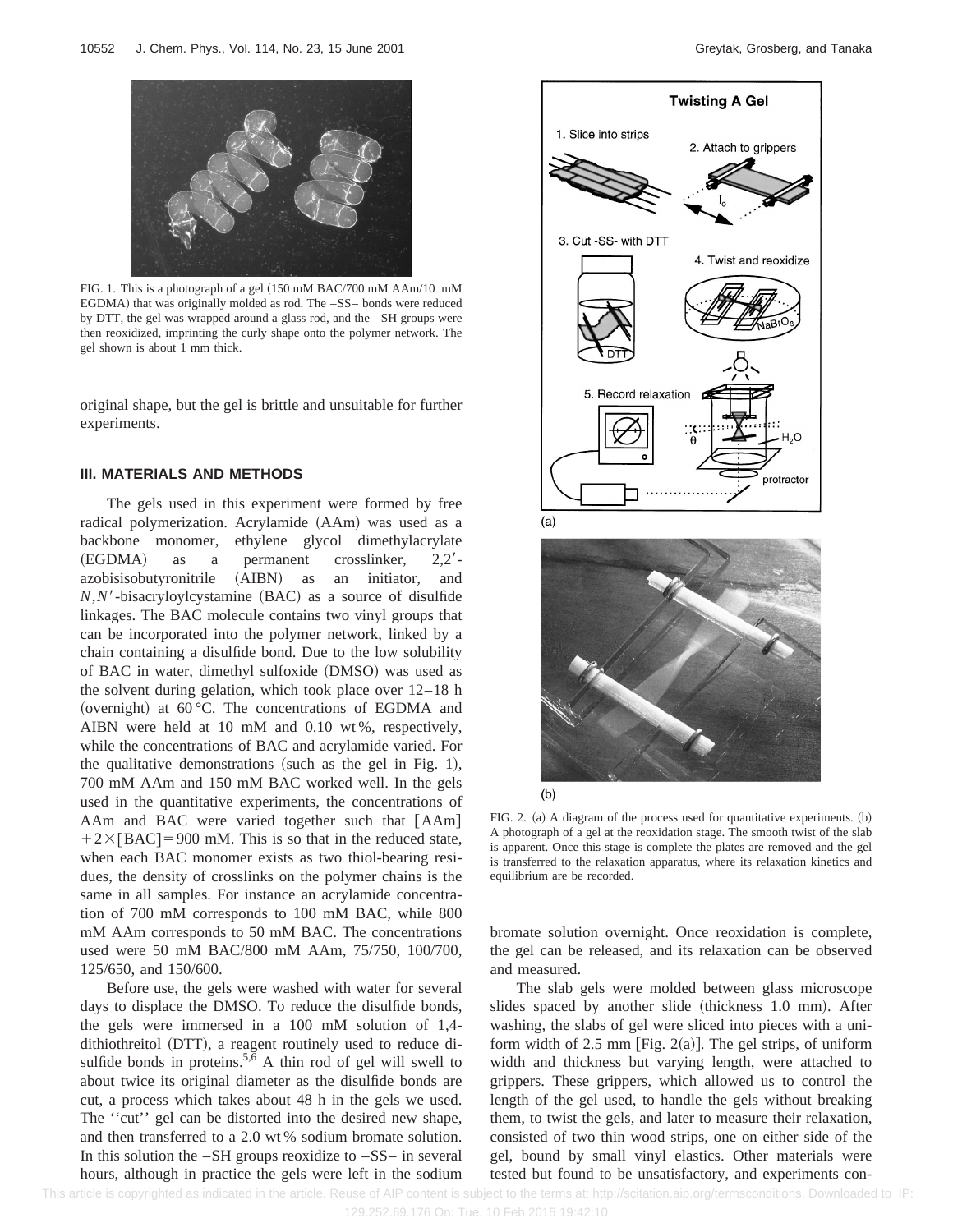FIG. 1. This is a photograph of a gel (150 mM BAC/700 mM AAm/10 mM EGDMA) that was originally molded as rod. The –SS– bonds were reduced by DTT, the gel was wrapped around a glass rod, and the –SH groups were then reoxidized, imprinting the curly shape onto the polymer network. The gel shown is about 1 mm thick.

original shape, but the gel is brittle and unsuitable for further experiments.

### III. MATERIALS AND METHODS

The gels used in this experiment were formed by free radical polymerization. Acrylamide (AAm) was used as a backbone monomer, ethylene glycol dimethylacrylate (EGDMA) as a permanent crosslinker, 2,2′-azobisisobutyronitrile (AIBN) as an initiator, and $N,N'$-bisacryloylcystamine (BAC) as a source of disulfide linkages. The BAC molecule contains two vinyl groups that can be incorporated into the polymer network, linked by a chain containing a disulfide bond. Due to the low solubility of BAC in water, dimethyl sulfoxide (DMSO) was used as the solvent during gelation, which took place over 12–18 h (overnight) at 60 °C. The concentrations of EGDMA and AIBN were held at 10 mM and 0.10 wt %, respectively, while the concentrations of BAC and acrylamide varied. For the qualitative demonstrations (such as the gel in Fig. 1), 700 mM AAm and 150 mM BAC worked well. In the gels used in the quantitative experiments, the concentrations of AAm and BAC were varied together such that $[\mathrm{AAm}]+2\times[\mathrm{BAC}]=900$ mM. This is so that in the reduced state, when each BAC monomer exists as two thiol-bearing residues, the density of crosslinks on the polymer chains is the same in all samples. For instance an acrylamide concentration of 700 mM corresponds to 100 mM BAC, while 800 mM AAm corresponds to 50 mM BAC. The concentrations used were 50 mM BAC/800 mM AAm, 75/750, 100/700, 125/650, and 150/600.

Before use, the gels were washed with water for several days to displace the DMSO. To reduce the disulfide bonds, the gels were immersed in a 100 mM solution of 1,4-dithiothreitol (DTT), a reagent routinely used to reduce disulfide bonds in proteins.[5,6] A thin rod of gel will swell to about twice its original diameter as the disulfide bonds are cut, a process which takes about 48 h in the gels we used. The ''cut'' gel can be distorted into the desired new shape, and then transferred to a 2.0 wt % sodium bromate solution. In this solution the –SH groups reoxidize to –SS– in several hours, although in practice the gels were left in the sodium bromate solution overnight. Once reoxidation is complete, the gel can be released, and its relaxation can be observed and measured.

FIG. 2. (a) A diagram of the process used for quantitative experiments. (b) A photograph of a gel at the reoxidation stage. The smooth twist of the slab is apparent. Once this stage is complete the plates are removed and the gel is transferred to the relaxation apparatus, where its relaxation kinetics and equilibrium are be recorded.

The slab gels were molded between glass microscope slides spaced by another slide (thickness 1.0 mm). After washing, the slabs of gel were sliced into pieces with a uniform width of 2.5 mm [Fig. 2(a)]. The gel strips, of uniform width and thickness but varying length, were attached to grippers. These grippers, which allowed us to control the length of the gel used, to handle the gels without breaking them, to twist the gels, and later to measure their relaxation, consisted of two thin wood strips, one on either side of the gel, bound by small vinyl elastics. Other materials were tested but found to be unsatisfactory, and experiments con-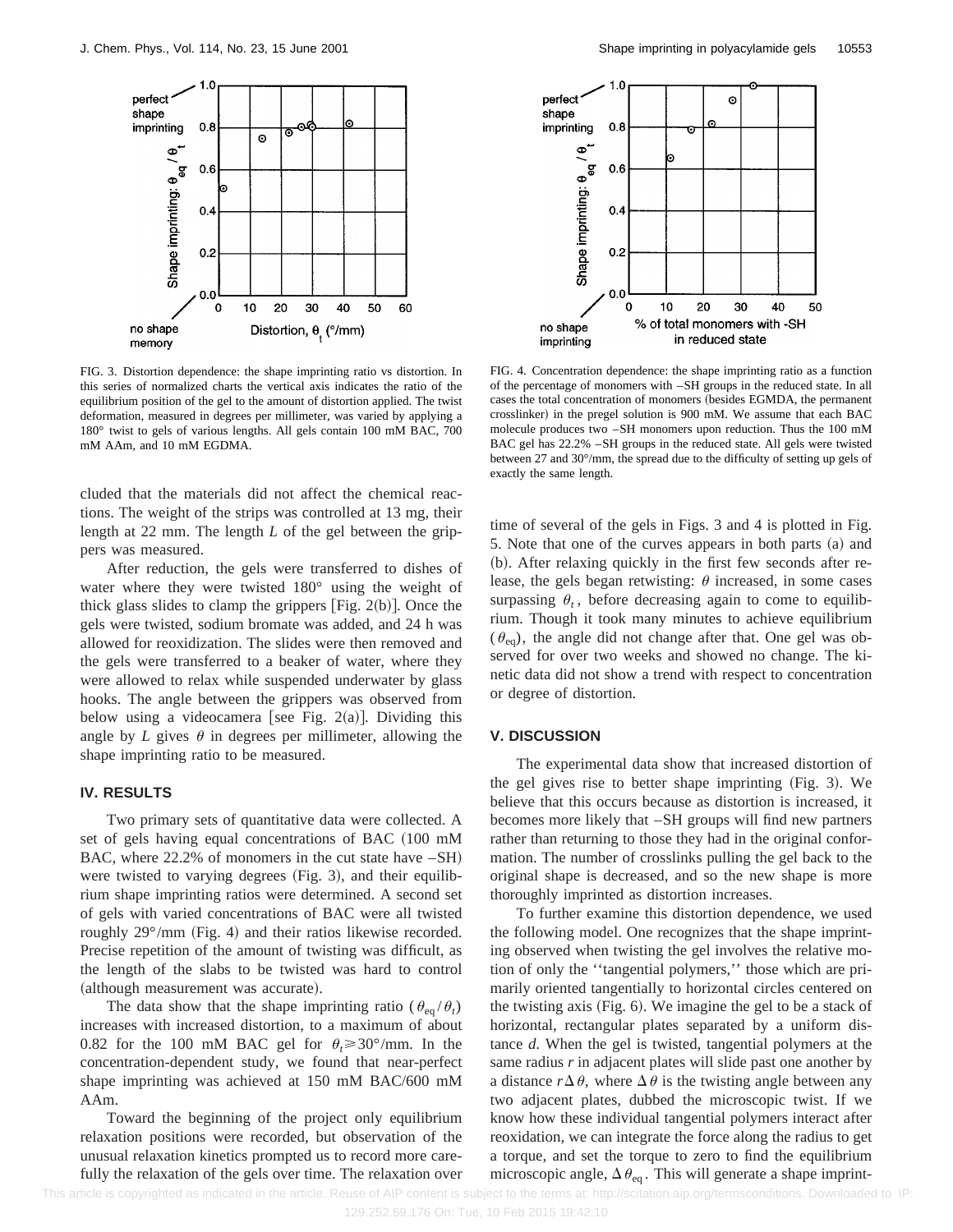FIG. 3. Distortion dependence: the shape imprinting ratio vs distortion. In this series of normalized charts the vertical axis indicates the ratio of the equilibrium position of the gel to the amount of distortion applied. The twist deformation, measured in degrees per millimeter, was varied by applying a 180° twist to gels of various lengths. All gels contain 100 mM BAC, 700 mM AAm, and 10 mM EGDMA.

FIG. 4. Concentration dependence: the shape imprinting ratio as a function of the percentage of monomers with –SH groups in the reduced state. In all cases the total concentration of monomers (besides EGMDA, the permanent crosslinker) in the pregel solution is 900 mM. We assume that each BAC molecule produces two –SH monomers upon reduction. Thus the 100 mM BAC gel has 22.2% –SH groups in the reduced state. All gels were twisted between 27 and 30°/mm, the spread due to the difficulty of setting up gels of exactly the same length.

cluded that the materials did not affect the chemical reactions. The weight of the strips was controlled at 13 mg, their length at 22 mm. The length $L$ of the gel between the grippers was measured.

After reduction, the gels were transferred to dishes of water where they were twisted 180° using the weight of thick glass slides to clamp the grippers [Fig. 2(b)]. Once the gels were twisted, sodium bromate was added, and 24 h was allowed for reoxidization. The slides were then removed and the gels were transferred to a beaker of water, where they were allowed to relax while suspended underwater by glass hooks. The angle between the grippers was observed from below using a videocamera [see Fig. 2(a)]. Dividing this angle by $L$ gives $\theta$ in degrees per millimeter, allowing the shape imprinting ratio to be measured.

## IV. RESULTS

Two primary sets of quantitative data were collected. A set of gels having equal concentrations of BAC (100 mM BAC, where 22.2% of monomers in the cut state have –SH) were twisted to varying degrees (Fig. 3), and their equilibrium shape imprinting ratios were determined. A second set of gels with varied concentrations of BAC were all twisted roughly 29°/mm (Fig. 4) and their ratios likewise recorded. Precise repetition of the amount of twisting was difficult, as the length of the slabs to be twisted was hard to control (although measurement was accurate).

The data show that the shape imprinting ratio ($\theta_{eq}/\theta_t$) increases with increased distortion, to a maximum of about 0.82 for the 100 mM BAC gel for $\theta_t \geq 30°$/mm. In the concentration-dependent study, we found that near-perfect shape imprinting was achieved at 150 mM BAC/600 mM AAm.

Toward the beginning of the project only equilibrium relaxation positions were recorded, but observation of the unusual relaxation kinetics prompted us to record more carefully the relaxation of the gels over time. The relaxation over time of several of the gels in Figs. 3 and 4 is plotted in Fig. 5. Note that one of the curves appears in both parts (a) and (b). After relaxing quickly in the first few seconds after release, the gels began retwisting: $\theta$ increased, in some cases surpassing $\theta_t$, before decreasing again to come to equilibrium. Though it took many minutes to achieve equilibrium ($\theta_{eq}$), the angle did not change after that. One gel was observed for over two weeks and showed no change. The kinetic data did not show a trend with respect to concentration or degree of distortion.

## V. DISCUSSION

The experimental data show that increased distortion of the gel gives rise to better shape imprinting (Fig. 3). We believe that this occurs because as distortion is increased, it becomes more likely that –SH groups will find new partners rather than returning to those they had in the original conformation. The number of crosslinks pulling the gel back to the original shape is decreased, and so the new shape is more thoroughly imprinted as distortion increases.

To further examine this distortion dependence, we used the following model. One recognizes that the shape imprinting observed when twisting the gel involves the relative motion of only the ''tangential polymers,'' those which are primarily oriented tangentially to horizontal circles centered on the twisting axis (Fig. 6). We imagine the gel to be a stack of horizontal, rectangular plates separated by a uniform distance $d$. When the gel is twisted, tangential polymers at the same radius $r$ in adjacent plates will slide past one another by a distance $r\Delta\theta$, where $\Delta\theta$ is the twisting angle between any two adjacent plates, dubbed the microscopic twist. If we know how these individual tangential polymers interact after reoxidation, we can integrate the force along the radius to get a torque, and set the torque to zero to find the equilibrium microscopic angle, $\Delta\theta_{eq}$. This will generate a shape imprint-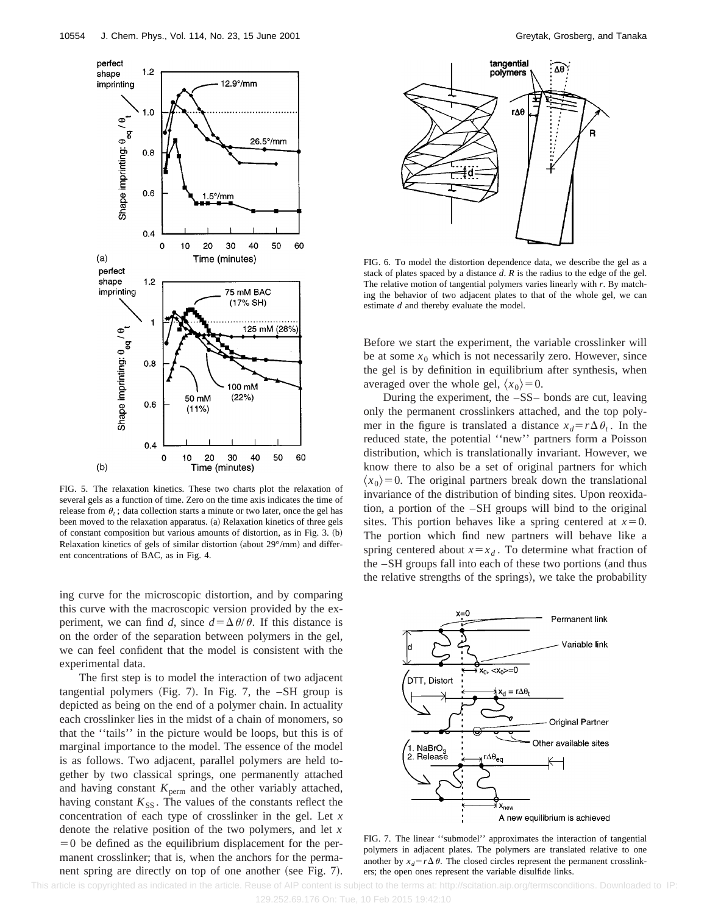FIG. 5. The relaxation kinetics. These two charts plot the relaxation of several gels as a function of time. Zero on the time axis indicates the time of release from $\theta_t$; data collection starts a minute or two later, once the gel has been moved to the relaxation apparatus. (a) Relaxation kinetics of three gels of constant composition but various amounts of distortion, as in Fig. 3. (b) Relaxation kinetics of gels of similar distortion (about 29°/mm) and different concentrations of BAC, as in Fig. 4.

ing curve for the microscopic distortion, and by comparing this curve with the macroscopic version provided by the experiment, we can find $d$, since $d = \Delta\theta/\theta$. If this distance is on the order of the separation between polymers in the gel, we can feel confident that the model is consistent with the experimental data.

The first step is to model the interaction of two adjacent tangential polymers (Fig. 7). In Fig. 7, the –SH group is depicted as being on the end of a polymer chain. In actuality each crosslinker lies in the midst of a chain of monomers, so that the ''tails'' in the picture would be loops, but this is of marginal importance to the model. The essence of the model is as follows. Two adjacent, parallel polymers are held together by two classical springs, one permanently attached and having constant $K_{\rm perm}$ and the other variably attached, having constant $K_{\rm SS}$. The values of the constants reflect the concentration of each type of crosslinker in the gel. Let $x$ denote the relative position of the two polymers, and let $x = 0$ be defined as the equilibrium displacement for the permanent crosslinker; that is, when the anchors for the permanent spring are directly on top of one another (see Fig. 7).

FIG. 6. To model the distortion dependence data, we describe the gel as a stack of plates spaced by a distance $d$. $R$ is the radius to the edge of the gel. The relative motion of tangential polymers varies linearly with $r$. By matching the behavior of two adjacent plates to that of the whole gel, we can estimate $d$ and thereby evaluate the model.

Before we start the experiment, the variable crosslinker will be at some $x_0$ which is not necessarily zero. However, since the gel is by definition in equilibrium after synthesis, when averaged over the whole gel, $\langle x_0 \rangle = 0$.

During the experiment, the –SS– bonds are cut, leaving only the permanent crosslinkers attached, and the top polymer in the figure is translated a distance $x_d = r\Delta\theta_t$. In the reduced state, the potential ''new'' partners form a Poisson distribution, which is translationally invariant. However, we know there to also be a set of original partners for which $\langle x_0 \rangle = 0$. The original partners break down the translational invariance of the distribution of binding sites. Upon reoxidation, a portion of the –SH groups will bind to the original sites. This portion behaves like a spring centered at $x = 0$. The portion which find new partners will behave like a spring centered at $x = x_d$. To determine what fraction of the –SH groups fall into each of these two portions (and thus the relative strengths of the springs), we take the probability

FIG. 7. The linear ''submodel'' approximates the interaction of tangential polymers in adjacent plates. The polymers are translated relative to one another by $x_d = r\Delta\theta$. The closed circles represent the permanent crosslinkers; the open ones represent the variable disulfide links.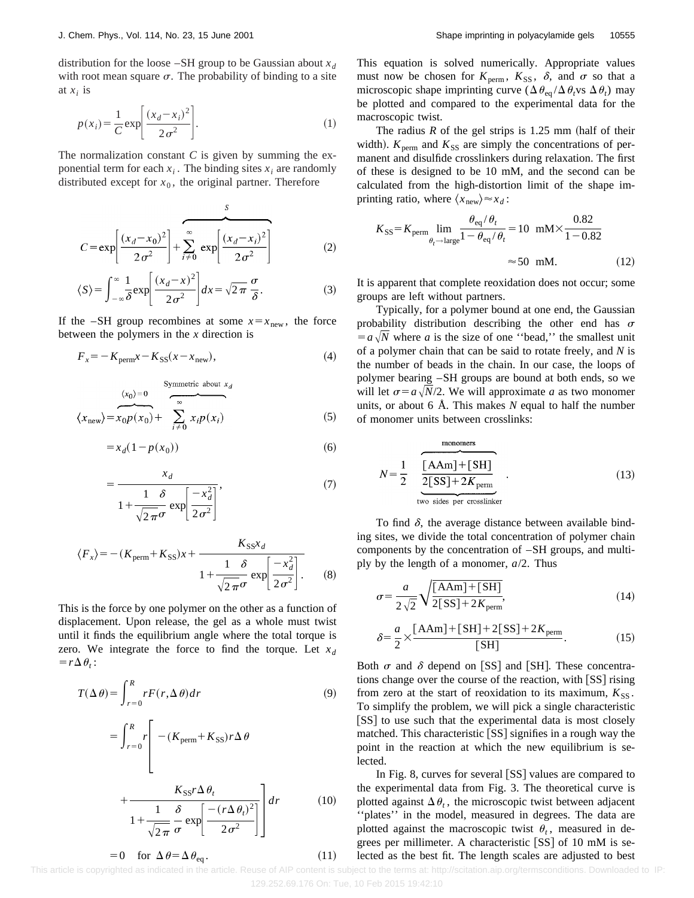distribution for the loose –SH group to be Gaussian about $x_d$ with root mean square $\sigma$. The probability of binding to a site at $x_i$ is

$$p(x_i)=\frac{1}{C}\exp\left[\frac{(x_d-x_i)^2}{2\sigma^2}\right]. \tag{1}$$

The normalization constant $C$ is given by summing the exponential term for each $x_i$. The binding sites $x_i$ are randomly distributed except for $x_0$, the original partner. Therefore

$$C=\exp\left[\frac{(x_d-x_0)^2}{2\sigma^2}\right]+\overbrace{\sum_{i\neq 0}^{\infty}\exp\left[\frac{(x_d-x_i)^2}{2\sigma^2}\right]}^{S} \tag{2}$$

$$\langle S\rangle=\int_{-\infty}^{\infty}\frac{1}{\delta}\exp\left[\frac{(x_d-x)^2}{2\sigma^2}\right]dx=\sqrt{2\pi}\,\frac{\sigma}{\delta}. \tag{3}$$

If the –SH group recombines at some $x=x_{\text{new}}$, the force between the polymers in the $x$ direction is

$$F_x=-K_{\text{perm}}x-K_{\text{SS}}(x-x_{\text{new}}), \tag{4}$$

$$\langle x_{\text{new}}\rangle=\overbrace{x_0p(x_0)}^{\langle x_0\rangle=0}+\overbrace{\sum_{i\neq 0}^{\infty}x_ip(x_i)}^{\text{Symmetric about } x_d} \tag{5}$$

$$=x_d(1-p(x_0)) \tag{6}$$

$$=\frac{x_d}{1+\frac{1}{\sqrt{2\pi}}\frac{\delta}{\sigma}\exp\left[\frac{-x_d^2}{2\sigma^2}\right]}, \tag{7}$$

$$\langle F_x\rangle=-(K_{\text{perm}}+K_{\text{SS}})x+\frac{K_{\text{SS}}x_d}{1+\frac{1}{\sqrt{2\pi}}\frac{\delta}{\sigma}\exp\left[\frac{-x_d^2}{2\sigma^2}\right]}. \tag{8}$$

This is the force by one polymer on the other as a function of displacement. Upon release, the gel as a whole must twist until it finds the equilibrium angle where the total torque is zero. We integrate the force to find the torque. Let $x_d=r\Delta\theta_t$:

$$T(\Delta\theta)=\int_{r=0}^{R}rF(r,\Delta\theta)dr \tag{9}$$

$$=\int_{r=0}^{R}r\left[-(K_{\text{perm}}+K_{\text{SS}})r\Delta\theta+\frac{K_{\text{SS}}r\Delta\theta_t}{1+\frac{1}{\sqrt{2\pi}}\frac{\delta}{\sigma}\exp\left[\frac{-(r\Delta\theta_t)^2}{2\sigma^2}\right]}\right]dr \tag{10}$$

$$=0\quad\text{for } \Delta\theta=\Delta\theta_{\text{eq}}. \tag{11}$$

This equation is solved numerically. Appropriate values must now be chosen for $K_{\text{perm}}$, $K_{\text{SS}}$, $\delta$, and $\sigma$ so that a microscopic shape imprinting curve ($\Delta\theta_{\text{eq}}/\Delta\theta_t$ vs $\Delta\theta_t$) may be plotted and compared to the experimental data for the macroscopic twist.

The radius $R$ of the gel strips is 1.25 mm (half of their width). $K_{\text{perm}}$ and $K_{\text{SS}}$ are simply the concentrations of permanent and disulfide crosslinkers during relaxation. The first of these is designed to be 10 mM, and the second can be calculated from the high-distortion limit of the shape imprinting ratio, where $\langle x_{\text{new}}\rangle\approx x_d$:

$$K_{\text{SS}}=K_{\text{perm}}\lim_{\theta_t\to\text{large}}\frac{\theta_{\text{eq}}/\theta_t}{1-\theta_{\text{eq}}/\theta_t}=10\ \text{mM}\times\frac{0.82}{1-0.82}$$
$$\approx 50\ \text{mM}. \tag{12}$$

It is apparent that complete reoxidation does not occur; some groups are left without partners.

Typically, for a polymer bound at one end, the Gaussian probability distribution describing the other end has $\sigma=a\sqrt{N}$ where $a$ is the size of one "bead," the smallest unit of a polymer chain that can be said to rotate freely, and $N$ is the number of beads in the chain. In our case, the loops of polymer bearing –SH groups are bound at both ends, so we will let $\sigma=a\sqrt{N}/2$. We will approximate $a$ as two monomer units, or about 6 Å. This makes $N$ equal to half the number of monomer units between crosslinks:

$$N=\frac{1}{2}\;\frac{\overbrace{[\text{AAm}]+[\text{SH}]}^{\text{monomers}}}{\underbrace{2[\text{SS}]+2K_{\text{perm}}}_{\text{two sides per crosslinker}}}. \tag{13}$$

To find $\delta$, the average distance between available binding sites, we divide the total concentration of polymer chain components by the concentration of –SH groups, and multiply by the length of a monomer, $a/2$. Thus

$$\sigma=\frac{a}{2\sqrt{2}}\sqrt{\frac{[\text{AAm}]+[\text{SH}]}{2[\text{SS}]+2K_{\text{perm}}}}, \tag{14}$$

$$\delta=\frac{a}{2}\times\frac{[\text{AAm}]+[\text{SH}]+2[\text{SS}]+2K_{\text{perm}}}{[\text{SH}]}. \tag{15}$$

Both $\sigma$ and $\delta$ depend on [SS] and [SH]. These concentrations change over the course of the reaction, with [SS] rising from zero at the start of reoxidation to its maximum, $K_{\text{SS}}$. To simplify the problem, we will pick a single characteristic [SS] to use such that the experimental data is most closely matched. This characteristic [SS] signifies in a rough way the point in the reaction at which the new equilibrium is selected.

In Fig. 8, curves for several [SS] values are compared to the experimental data from Fig. 3. The theoretical curve is plotted against $\Delta\theta_t$, the microscopic twist between adjacent "plates" in the model, measured in degrees. The data are plotted against the macroscopic twist $\theta_t$, measured in degrees per millimeter. A characteristic [SS] of 10 mM is selected as the best fit. The length scales are adjusted to best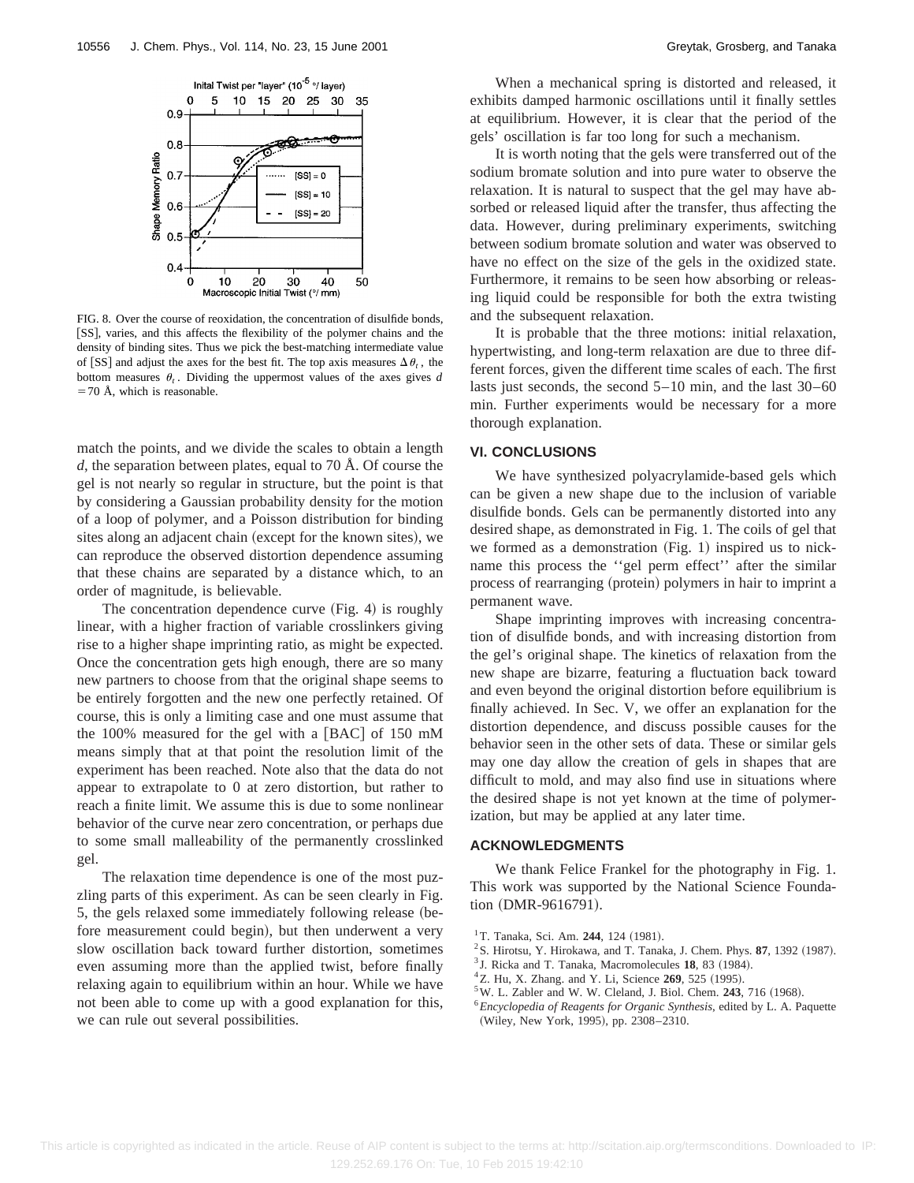Initial Twist per "layer" ($10^{-5}$ °/ layer)

0 5 10 15 20 25 30 35

Shape Memory Ratio

0.9 0.8 0.7 0.6 0.5 0.4

[SS] = 0

[SS] = 10

[SS] = 20

0 10 20 30 40 50

Macroscopic Initial Twist (°/ mm)

FIG. 8. Over the course of reoxidation, the concentration of disulfide bonds, [SS], varies, and this affects the flexibility of the polymer chains and the density of binding sites. Thus we pick the best-matching intermediate value of [SS] and adjust the axes for the best fit. The top axis measures $\Delta\theta_t$, the bottom measures $\theta_t$. Dividing the uppermost values of the axes gives $d = 70$ Å, which is reasonable.

match the points, and we divide the scales to obtain a length $d$, the separation between plates, equal to 70 Å. Of course the gel is not nearly so regular in structure, but the point is that by considering a Gaussian probability density for the motion of a loop of polymer, and a Poisson distribution for binding sites along an adjacent chain (except for the known sites), we can reproduce the observed distortion dependence assuming that these chains are separated by a distance which, to an order of magnitude, is believable.

The concentration dependence curve (Fig. 4) is roughly linear, with a higher fraction of variable crosslinkers giving rise to a higher shape imprinting ratio, as might be expected. Once the concentration gets high enough, there are so many new partners to choose from that the original shape seems to be entirely forgotten and the new one perfectly retained. Of course, this is only a limiting case and one must assume that the 100% measured for the gel with a [BAC] of 150 mM means simply that at that point the resolution limit of the experiment has been reached. Note also that the data do not appear to extrapolate to 0 at zero distortion, but rather to reach a finite limit. We assume this is due to some nonlinear behavior of the curve near zero concentration, or perhaps due to some small malleability of the permanently crosslinked gel.

The relaxation time dependence is one of the most puzzling parts of this experiment. As can be seen clearly in Fig. 5, the gels relaxed some immediately following release (before measurement could begin), but then underwent a very slow oscillation back toward further distortion, sometimes even assuming more than the applied twist, before finally relaxing again to equilibrium within an hour. While we have not been able to come up with a good explanation for this, we can rule out several possibilities.

When a mechanical spring is distorted and released, it exhibits damped harmonic oscillations until it finally settles at equilibrium. However, it is clear that the period of the gels' oscillation is far too long for such a mechanism.

It is worth noting that the gels were transferred out of the sodium bromate solution and into pure water to observe the relaxation. It is natural to suspect that the gel may have absorbed or released liquid after the transfer, thus affecting the data. However, during preliminary experiments, switching between sodium bromate solution and water was observed to have no effect on the size of the gels in the oxidized state. Furthermore, it remains to be seen how absorbing or releasing liquid could be responsible for both the extra twisting and the subsequent relaxation.

It is probable that the three motions: initial relaxation, hypertwisting, and long-term relaxation are due to three different forces, given the different time scales of each. The first lasts just seconds, the second 5–10 min, and the last 30–60 min. Further experiments would be necessary for a more thorough explanation.

## VI. CONCLUSIONS

We have synthesized polyacrylamide-based gels which can be given a new shape due to the inclusion of variable disulfide bonds. Gels can be permanently distorted into any desired shape, as demonstrated in Fig. 1. The coils of gel that we formed as a demonstration (Fig. 1) inspired us to nickname this process the ''gel perm effect'' after the similar process of rearranging (protein) polymers in hair to imprint a permanent wave.

Shape imprinting improves with increasing concentration of disulfide bonds, and with increasing distortion from the gel's original shape. The kinetics of relaxation from the new shape are bizarre, featuring a fluctuation back toward and even beyond the original distortion before equilibrium is finally achieved. In Sec. V, we offer an explanation for the distortion dependence, and discuss possible causes for the behavior seen in the other sets of data. These or similar gels may one day allow the creation of gels in shapes that are difficult to mold, and may also find use in situations where the desired shape is not yet known at the time of polymerization, but may be applied at any later time.

## ACKNOWLEDGMENTS

We thank Felice Frankel for the photography in Fig. 1. This work was supported by the National Science Foundation (DMR-9616791).

[1] T. Tanaka, Sci. Am. **244**, 124 (1981).
[2] S. Hirotsu, Y. Hirokawa, and T. Tanaka, J. Chem. Phys. **87**, 1392 (1987).
[3] J. Ricka and T. Tanaka, Macromolecules **18**, 83 (1984).
[4] Z. Hu, X. Zhang, and Y. Li, Science **269**, 525 (1995).
[5] W. L. Zabler and W. W. Cleland, J. Biol. Chem. **243**, 716 (1968).
[6] *Encyclopedia of Reagents for Organic Synthesis*, edited by L. A. Paquette (Wiley, New York, 1995), pp. 2308–2310.